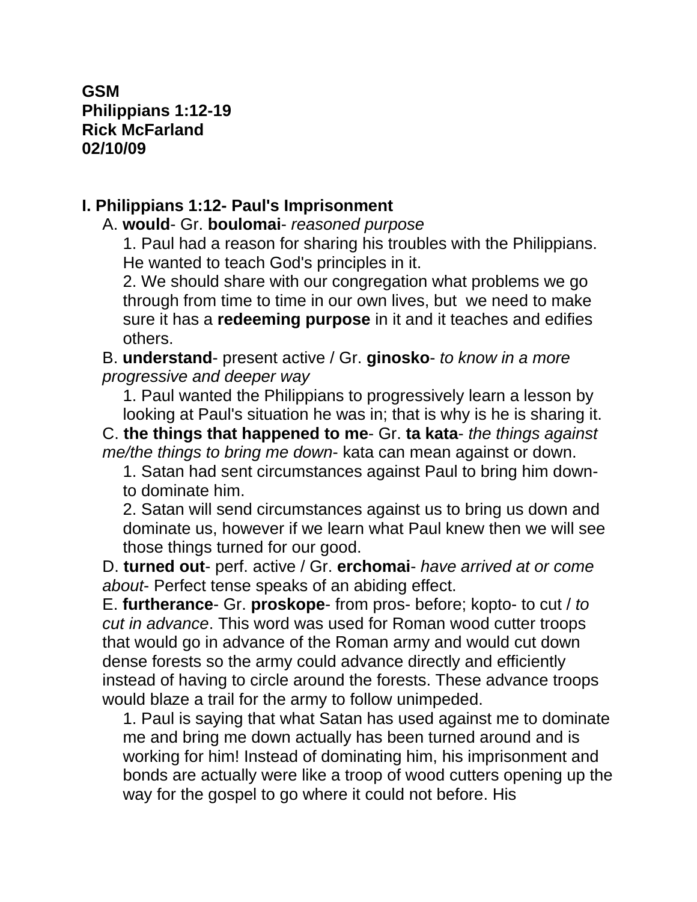**GSM**
**Philippians 1:12-19**
**Rick McFarland**
**02/10/09**

## I. Philippians 1:12- Paul's Imprisonment

A. **would**- Gr. **boulomai**- *reasoned purpose*

1. Paul had a reason for sharing his troubles with the Philippians. He wanted to teach God's principles in it.
2. We should share with our congregation what problems we go through from time to time in our own lives, but we need to make sure it has a **redeeming purpose** in it and it teaches and edifies others.

B. **understand**- present active / Gr. **ginosko**- *to know in a more progressive and deeper way*

1. Paul wanted the Philippians to progressively learn a lesson by looking at Paul's situation he was in; that is why is he is sharing it.

C. **the things that happened to me**- Gr. **ta kata**- *the things against me/the things to bring me down*- kata can mean against or down.

1. Satan had sent circumstances against Paul to bring him down- to dominate him.
2. Satan will send circumstances against us to bring us down and dominate us, however if we learn what Paul knew then we will see those things turned for our good.

D. **turned out**- perf. active / Gr. **erchomai**- *have arrived at or come about*- Perfect tense speaks of an abiding effect.

E. **furtherance**- Gr. **proskope**- from pros- before; kopto- to cut / *to cut in advance*. This word was used for Roman wood cutter troops that would go in advance of the Roman army and would cut down dense forests so the army could advance directly and efficiently instead of having to circle around the forests. These advance troops would blaze a trail for the army to follow unimpeded.

1. Paul is saying that what Satan has used against me to dominate me and bring me down actually has been turned around and is working for him! Instead of dominating him, his imprisonment and bonds are actually were like a troop of wood cutters opening up the way for the gospel to go where it could not before. His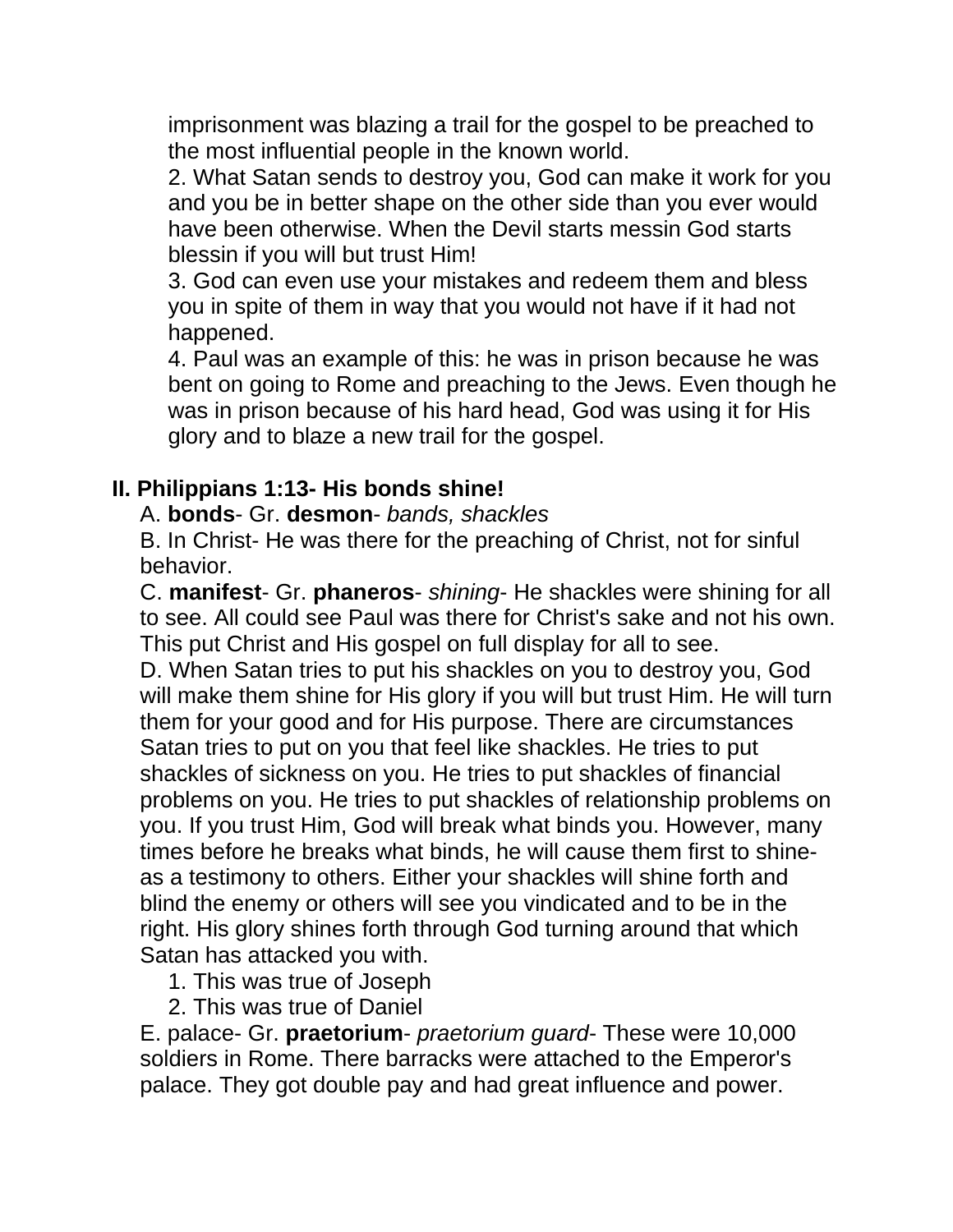imprisonment was blazing a trail for the gospel to be preached to the most influential people in the known world.

2. What Satan sends to destroy you, God can make it work for you and you be in better shape on the other side than you ever would have been otherwise. When the Devil starts messin God starts blessin if you will but trust Him!

3. God can even use your mistakes and redeem them and bless you in spite of them in way that you would not have if it had not happened.

4. Paul was an example of this: he was in prison because he was bent on going to Rome and preaching to the Jews. Even though he was in prison because of his hard head, God was using it for His glory and to blaze a new trail for the gospel.

**II. Philippians 1:13- His bonds shine!**

A. **bonds**- Gr. **desmon**- *bands, shackles*

B. In Christ- He was there for the preaching of Christ, not for sinful behavior.

C. **manifest**- Gr. **phaneros**- *shining*- He shackles were shining for all to see. All could see Paul was there for Christ's sake and not his own. This put Christ and His gospel on full display for all to see.

D. When Satan tries to put his shackles on you to destroy you, God will make them shine for His glory if you will but trust Him. He will turn them for your good and for His purpose. There are circumstances Satan tries to put on you that feel like shackles. He tries to put shackles of sickness on you. He tries to put shackles of financial problems on you. He tries to put shackles of relationship problems on you. If you trust Him, God will break what binds you. However, many times before he breaks what binds, he will cause them first to shine- as a testimony to others. Either your shackles will shine forth and blind the enemy or others will see you vindicated and to be in the right. His glory shines forth through God turning around that which Satan has attacked you with.

1. This was true of Joseph
2. This was true of Daniel

E. palace- Gr. **praetorium**- *praetorium guard*- These were 10,000 soldiers in Rome. There barracks were attached to the Emperor's palace. They got double pay and had great influence and power.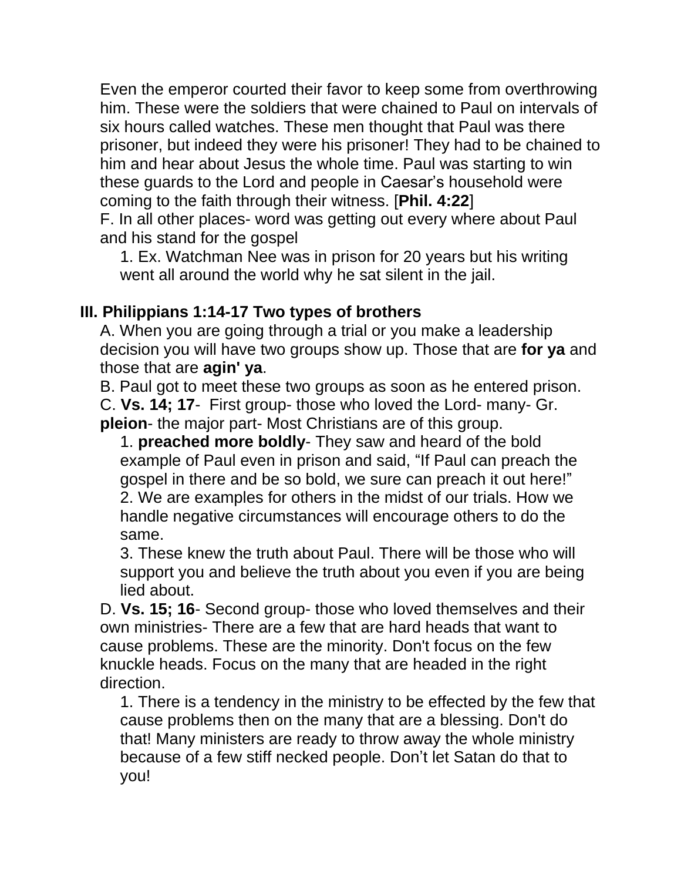Even the emperor courted their favor to keep some from overthrowing him. These were the soldiers that were chained to Paul on intervals of six hours called watches. These men thought that Paul was there prisoner, but indeed they were his prisoner! They had to be chained to him and hear about Jesus the whole time. Paul was starting to win these guards to the Lord and people in Caesar's household were coming to the faith through their witness. [**Phil. 4:22**]

F. In all other places- word was getting out every where about Paul and his stand for the gospel

1. Ex. Watchman Nee was in prison for 20 years but his writing went all around the world why he sat silent in the jail.

**III. Philippians 1:14-17 Two types of brothers**

A. When you are going through a trial or you make a leadership decision you will have two groups show up. Those that are **for ya** and those that are **agin' ya**.

B. Paul got to meet these two groups as soon as he entered prison.

C. **Vs. 14; 17**- First group- those who loved the Lord- many- Gr. **pleion**- the major part- Most Christians are of this group.

1. **preached more boldly**- They saw and heard of the bold example of Paul even in prison and said, "If Paul can preach the gospel in there and be so bold, we sure can preach it out here!"
2. We are examples for others in the midst of our trials. How we handle negative circumstances will encourage others to do the same.
3. These knew the truth about Paul. There will be those who will support you and believe the truth about you even if you are being lied about.

D. **Vs. 15; 16**- Second group- those who loved themselves and their own ministries- There are a few that are hard heads that want to cause problems. These are the minority. Don't focus on the few knuckle heads. Focus on the many that are headed in the right direction.

1. There is a tendency in the ministry to be effected by the few that cause problems then on the many that are a blessing. Don't do that! Many ministers are ready to throw away the whole ministry because of a few stiff necked people. Don't let Satan do that to you!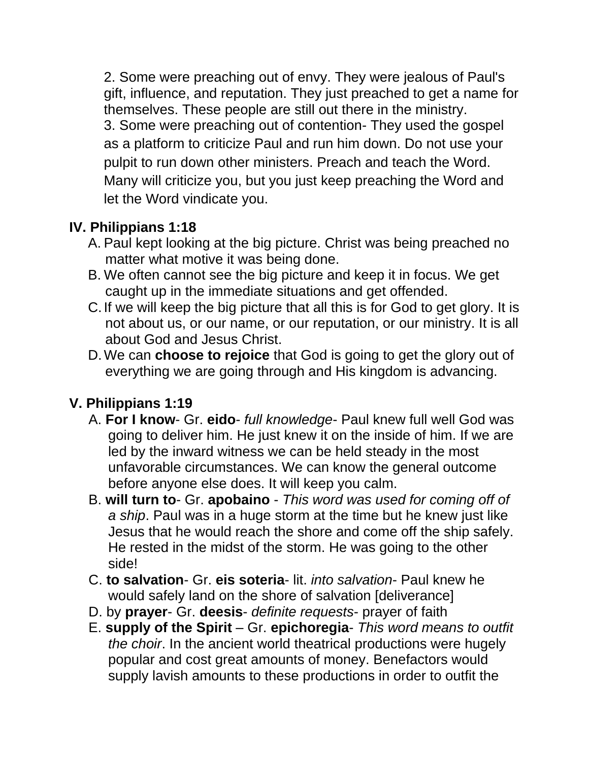2. Some were preaching out of envy. They were jealous of Paul's gift, influence, and reputation. They just preached to get a name for themselves. These people are still out there in the ministry.

3. Some were preaching out of contention- They used the gospel as a platform to criticize Paul and run him down. Do not use your pulpit to run down other ministers. Preach and teach the Word. Many will criticize you, but you just keep preaching the Word and let the Word vindicate you.

## IV. Philippians 1:18

A. Paul kept looking at the big picture. Christ was being preached no matter what motive it was being done.

B. We often cannot see the big picture and keep it in focus. We get caught up in the immediate situations and get offended.

C. If we will keep the big picture that all this is for God to get glory. It is not about us, or our name, or our reputation, or our ministry. It is all about God and Jesus Christ.

D. We can **choose to rejoice** that God is going to get the glory out of everything we are going through and His kingdom is advancing.

## V. Philippians 1:19

A. **For I know**- Gr. **eido**- *full knowledge*- Paul knew full well God was going to deliver him. He just knew it on the inside of him. If we are led by the inward witness we can be held steady in the most unfavorable circumstances. We can know the general outcome before anyone else does. It will keep you calm.

B. **will turn to**- Gr. **apobaino** - *This word was used for coming off of a ship*. Paul was in a huge storm at the time but he knew just like Jesus that he would reach the shore and come off the ship safely. He rested in the midst of the storm. He was going to the other side!

C. **to salvation**- Gr. **eis soteria**- lit. *into salvation*- Paul knew he would safely land on the shore of salvation [deliverance]

D. by **prayer**- Gr. **deesis**- *definite requests*- prayer of faith

E. **supply of the Spirit** – Gr. **epichoregia**- *This word means to outfit the choir*. In the ancient world theatrical productions were hugely popular and cost great amounts of money. Benefactors would supply lavish amounts to these productions in order to outfit the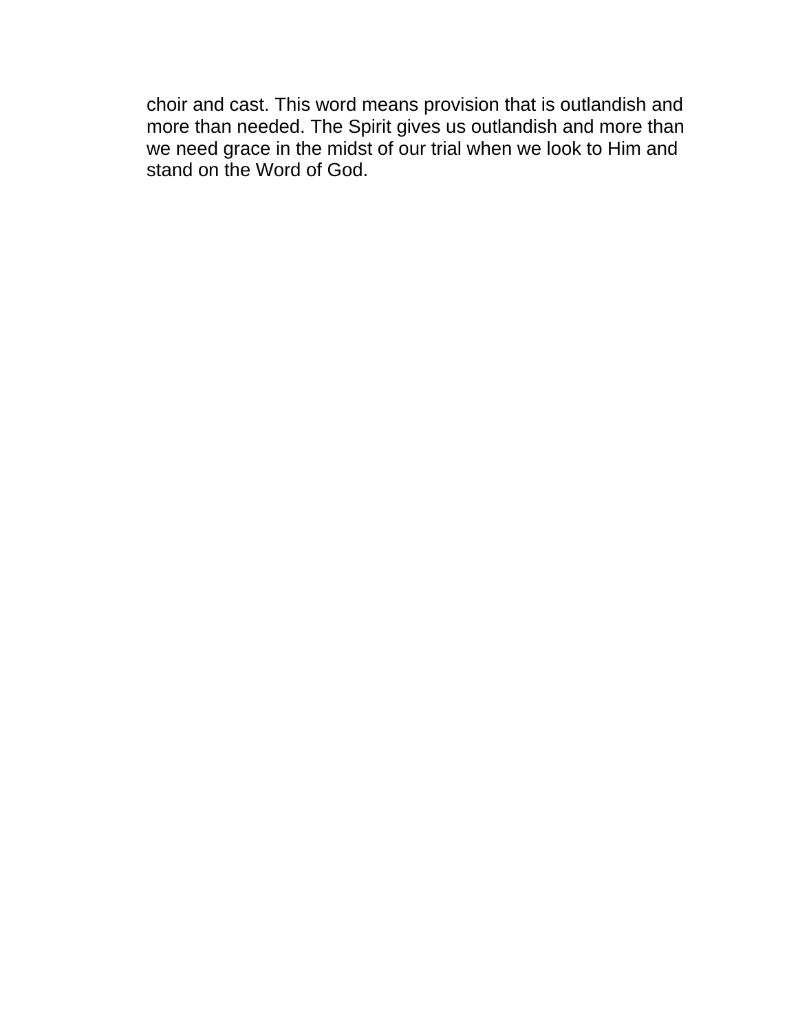choir and cast. This word means provision that is outlandish and more than needed. The Spirit gives us outlandish and more than we need grace in the midst of our trial when we look to Him and stand on the Word of God.